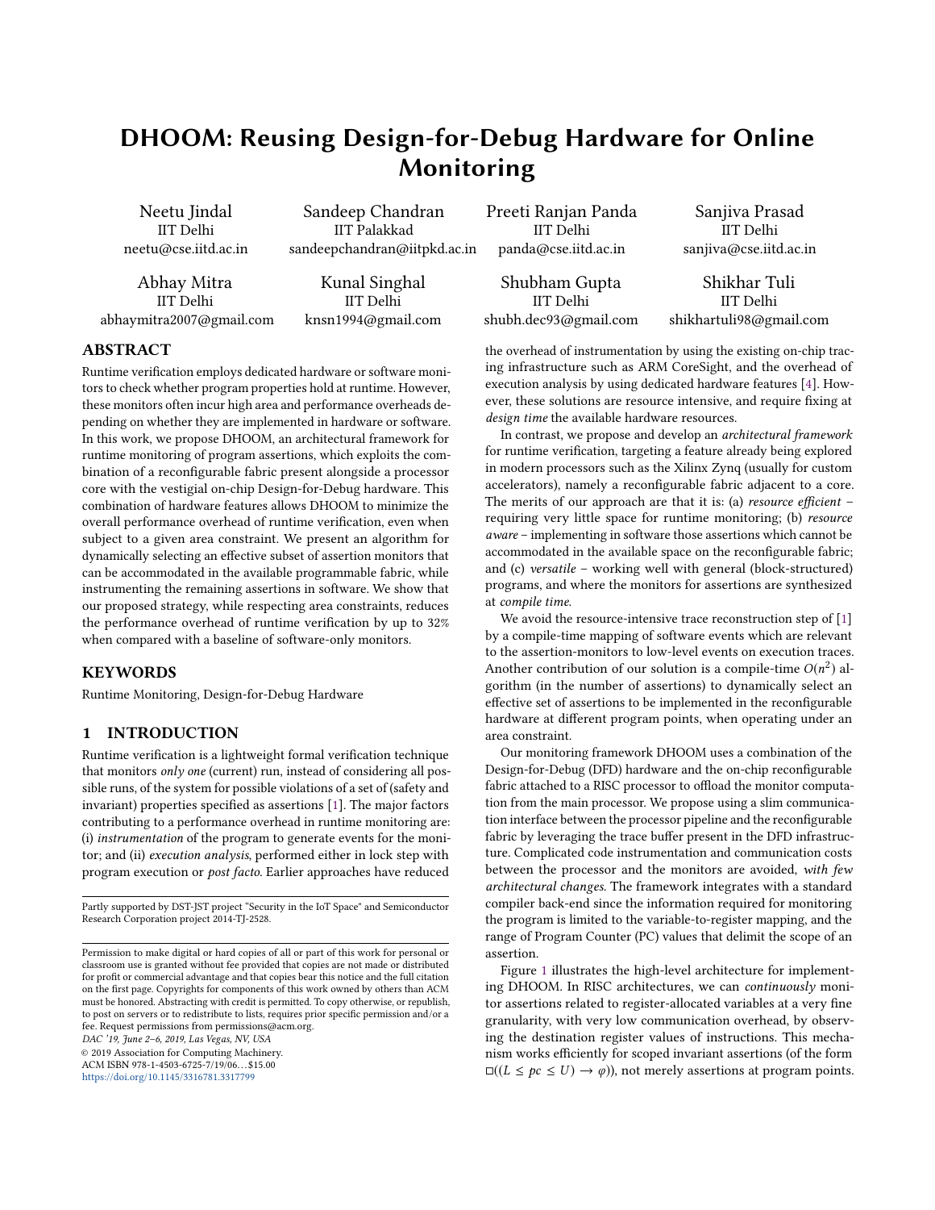# DHOOM: Reusing Design-for-Debug Hardware for Online Monitoring

Neetu Jindal
IIT Delhi
neetu@cse.iitd.ac.in

Sandeep Chandran
IIT Palakkad
sandeepchandran@iitpkd.ac.in

Preeti Ranjan Panda
IIT Delhi
panda@cse.iitd.ac.in

Sanjiva Prasad
IIT Delhi
sanjiva@cse.iitd.ac.in

Abhay Mitra
IIT Delhi
abhaymitra2007@gmail.com

Kunal Singhal
IIT Delhi
knsn1994@gmail.com

Shubham Gupta
IIT Delhi
shubh.dec93@gmail.com

Shikhar Tuli
IIT Delhi
shikhartuli98@gmail.com

## ABSTRACT

Runtime verification employs dedicated hardware or software monitors to check whether program properties hold at runtime. However, these monitors often incur high area and performance overheads depending on whether they are implemented in hardware or software. In this work, we propose DHOOM, an architectural framework for runtime monitoring of program assertions, which exploits the combination of a reconfigurable fabric present alongside a processor core with the vestigial on-chip Design-for-Debug hardware. This combination of hardware features allows DHOOM to minimize the overall performance overhead of runtime verification, even when subject to a given area constraint. We present an algorithm for dynamically selecting an effective subset of assertion monitors that can be accommodated in the available programmable fabric, while instrumenting the remaining assertions in software. We show that our proposed strategy, while respecting area constraints, reduces the performance overhead of runtime verification by up to 32% when compared with a baseline of software-only monitors.

## KEYWORDS

Runtime Monitoring, Design-for-Debug Hardware

## 1 INTRODUCTION

Runtime verification is a lightweight formal verification technique that monitors *only one* (current) run, instead of considering all possible runs, of the system for possible violations of a set of (safety and invariant) properties specified as assertions [1]. The major factors contributing to a performance overhead in runtime monitoring are: (i) *instrumentation* of the program to generate events for the monitor; and (ii) *execution analysis*, performed either in lock step with program execution or *post facto*. Earlier approaches have reduced the overhead of instrumentation by using the existing on-chip tracing infrastructure such as ARM CoreSight, and the overhead of execution analysis by using dedicated hardware features [4]. However, these solutions are resource intensive, and require fixing at *design time* the available hardware resources.

In contrast, we propose and develop an *architectural framework* for runtime verification, targeting a feature already being explored in modern processors such as the Xilinx Zynq (usually for custom accelerators), namely a reconfigurable fabric adjacent to a core. The merits of our approach are that it is: (a) *resource efficient* – requiring very little space for runtime monitoring; (b) *resource aware* – implementing in software those assertions which cannot be accommodated in the available space on the reconfigurable fabric; and (c) *versatile* – working well with general (block-structured) programs, and where the monitors for assertions are synthesized at *compile time*.

We avoid the resource-intensive trace reconstruction step of [1] by a compile-time mapping of software events which are relevant to the assertion-monitors to low-level events on execution traces. Another contribution of our solution is a compile-time $O(n^2)$ algorithm (in the number of assertions) to dynamically select an effective set of assertions to be implemented in the reconfigurable hardware at different program points, when operating under an area constraint.

Our monitoring framework DHOOM uses a combination of the Design-for-Debug (DFD) hardware and the on-chip reconfigurable fabric attached to a RISC processor to offload the monitor computation from the main processor. We propose using a slim communication interface between the processor pipeline and the reconfigurable fabric by leveraging the trace buffer present in the DFD infrastructure. Complicated code instrumentation and communication costs between the processor and the monitors are avoided, *with few architectural changes*. The framework integrates with a standard compiler back-end since the information required for monitoring the program is limited to the variable-to-register mapping, and the range of Program Counter (PC) values that delimit the scope of an assertion.

Figure 1 illustrates the high-level architecture for implementing DHOOM. In RISC architectures, we can *continuously* monitor assertions related to register-allocated variables at a very fine granularity, with very low communication overhead, by observing the destination register values of instructions. This mechanism works efficiently for scoped invariant assertions (of the form $\Box((L \leq pc \leq U) \rightarrow \varphi)$), not merely assertions at program points.

Partly supported by DST-JST project "Security in the IoT Space" and Semiconductor Research Corporation project 2014-TJ-2528.

Permission to make digital or hard copies of all or part of this work for personal or classroom use is granted without fee provided that copies are not made or distributed for profit or commercial advantage and that copies bear this notice and the full citation on the first page. Copyrights for components of this work owned by others than ACM must be honored. Abstracting with credit is permitted. To copy otherwise, or republish, to post on servers or to redistribute to lists, requires prior specific permission and/or a fee. Request permissions from permissions@acm.org.
*DAC '19, June 2–6, 2019, Las Vegas, NV, USA*
© 2019 Association for Computing Machinery.
ACM ISBN 978-1-4503-6725-7/19/06…$15.00
https://doi.org/10.1145/3316781.3317799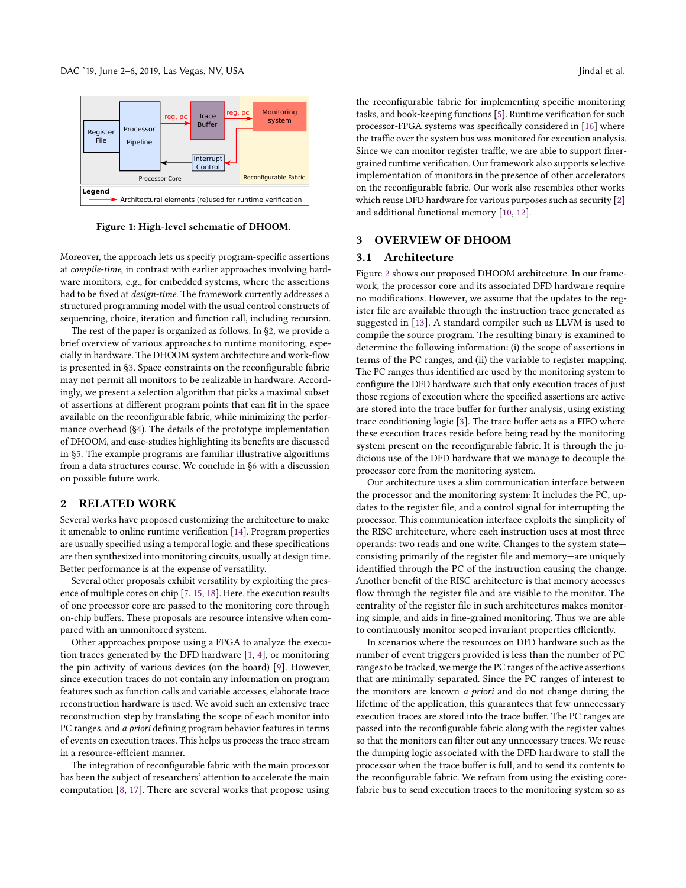Register File

Processor Pipeline

reg, pc

Trace Buffer

reg, pc

Monitoring system

Interrupt Control

Processor Core

Reconfigurable Fabric

Legend

Architectural elements (re)used for runtime verification

**Figure 1: High-level schematic of DHOOM.**

Moreover, the approach lets us specify program-specific assertions at *compile-time*, in contrast with earlier approaches involving hardware monitors, e.g., for embedded systems, where the assertions had to be fixed at *design-time*. The framework currently addresses a structured programming model with the usual control constructs of sequencing, choice, iteration and function call, including recursion.

The rest of the paper is organized as follows. In §2, we provide a brief overview of various approaches to runtime monitoring, especially in hardware. The DHOOM system architecture and work-flow is presented in §3. Space constraints on the reconfigurable fabric may not permit all monitors to be realizable in hardware. Accordingly, we present a selection algorithm that picks a maximal subset of assertions at different program points that can fit in the space available on the reconfigurable fabric, while minimizing the performance overhead (§4). The details of the prototype implementation of DHOOM, and case-studies highlighting its benefits are discussed in §5. The example programs are familiar illustrative algorithms from a data structures course. We conclude in §6 with a discussion on possible future work.

## 2 RELATED WORK

Several works have proposed customizing the architecture to make it amenable to online runtime verification [14]. Program properties are usually specified using a temporal logic, and these specifications are then synthesized into monitoring circuits, usually at design time. Better performance is at the expense of versatility.

Several other proposals exhibit versatility by exploiting the presence of multiple cores on chip [7, 15, 18]. Here, the execution results of one processor core are passed to the monitoring core through on-chip buffers. These proposals are resource intensive when compared with an unmonitored system.

Other approaches propose using a FPGA to analyze the execution traces generated by the DFD hardware [1, 4], or monitoring the pin activity of various devices (on the board) [9]. However, since execution traces do not contain any information on program features such as function calls and variable accesses, elaborate trace reconstruction hardware is used. We avoid such an extensive trace reconstruction step by translating the scope of each monitor into PC ranges, and *a priori* defining program behavior features in terms of events on execution traces. This helps us process the trace stream in a resource-efficient manner.

The integration of reconfigurable fabric with the main processor has been the subject of researchers' attention to accelerate the main computation [8, 17]. There are several works that propose using the reconfigurable fabric for implementing specific monitoring tasks, and book-keeping functions [5]. Runtime verification for such processor-FPGA systems was specifically considered in [16] where the traffic over the system bus was monitored for execution analysis. Since we can monitor register traffic, we are able to support finer-grained runtime verification. Our framework also supports selective implementation of monitors in the presence of other accelerators on the reconfigurable fabric. Our work also resembles other works which reuse DFD hardware for various purposes such as security [2] and additional functional memory [10, 12].

## 3 OVERVIEW OF DHOOM

### 3.1 Architecture

Figure 2 shows our proposed DHOOM architecture. In our framework, the processor core and its associated DFD hardware require no modifications. However, we assume that the updates to the register file are available through the instruction trace generated as suggested in [13]. A standard compiler such as LLVM is used to compile the source program. The resulting binary is examined to determine the following information: (i) the scope of assertions in terms of the PC ranges, and (ii) the variable to register mapping. The PC ranges thus identified are used by the monitoring system to configure the DFD hardware such that only execution traces of just those regions of execution where the specified assertions are active are stored into the trace buffer for further analysis, using existing trace conditioning logic [3]. The trace buffer acts as a FIFO where these execution traces reside before being read by the monitoring system present on the reconfigurable fabric. It is through the judicious use of the DFD hardware that we manage to decouple the processor core from the monitoring system.

Our architecture uses a slim communication interface between the processor and the monitoring system: It includes the PC, updates to the register file, and a control signal for interrupting the processor. This communication interface exploits the simplicity of the RISC architecture, where each instruction uses at most three operands: two reads and one write. Changes to the system state—consisting primarily of the register file and memory—are uniquely identified through the PC of the instruction causing the change. Another benefit of the RISC architecture is that memory accesses flow through the register file and are visible to the monitor. The centrality of the register file in such architectures makes monitoring simple, and aids in fine-grained monitoring. Thus we are able to continuously monitor scoped invariant properties efficiently.

In scenarios where the resources on DFD hardware such as the number of event triggers provided is less than the number of PC ranges to be tracked, we merge the PC ranges of the active assertions that are minimally separated. Since the PC ranges of interest to the monitors are known *a priori* and do not change during the lifetime of the application, this guarantees that few unnecessary execution traces are stored into the trace buffer. The PC ranges are passed into the reconfigurable fabric along with the register values so that the monitors can filter out any unnecessary traces. We reuse the dumping logic associated with the DFD hardware to stall the processor when the trace buffer is full, and to send its contents to the reconfigurable fabric. We refrain from using the existing core-fabric bus to send execution traces to the monitoring system so as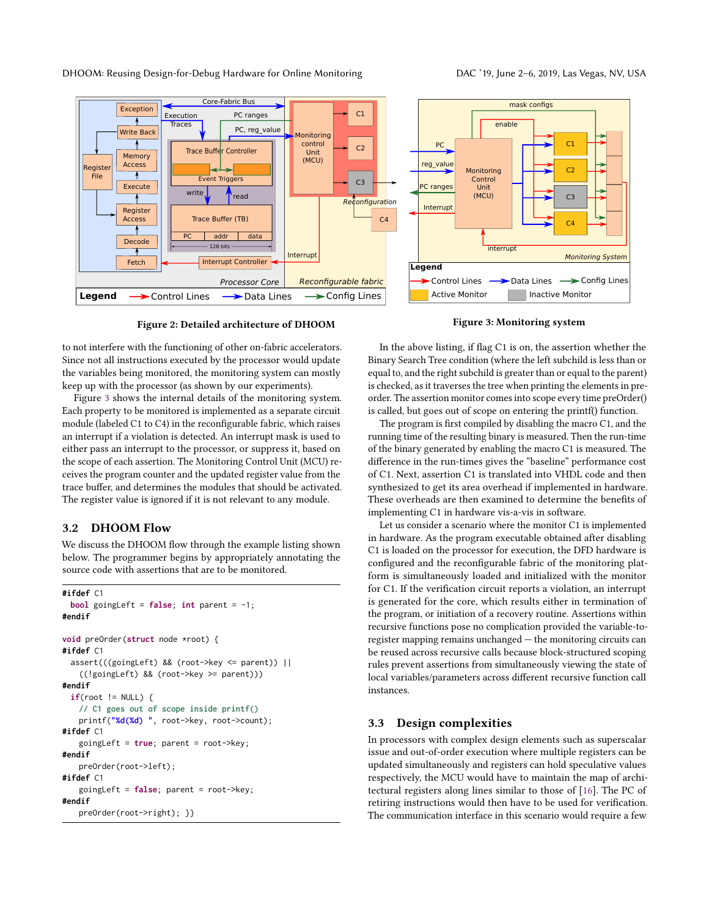Figure 2: Detailed architecture of DHOOM

Figure 3: Monitoring system

to not interfere with the functioning of other on-fabric accelerators. Since not all instructions executed by the processor would update the variables being monitored, the monitoring system can mostly keep up with the processor (as shown by our experiments).

Figure 3 shows the internal details of the monitoring system. Each property to be monitored is implemented as a separate circuit module (labeled C1 to C4) in the reconfigurable fabric, which raises an interrupt if a violation is detected. An interrupt mask is used to either pass an interrupt to the processor, or suppress it, based on the scope of each assertion. The Monitoring Control Unit (MCU) receives the program counter and the updated register value from the trace buffer, and determines the modules that should be activated. The register value is ignored if it is not relevant to any module.

## 3.2 DHOOM Flow

We discuss the DHOOM flow through the example listing shown below. The programmer begins by appropriately annotating the source code with assertions that are to be monitored.

```
#ifdef C1
  bool goingLeft = false; int parent = -1;
#endif

void preOrder(struct node *root) {
#ifdef C1
  assert(((goingLeft) && (root->key <= parent)) ||
    ((!goingLeft) && (root->key >= parent)))
#endif
  if(root != NULL) {
    // C1 goes out of scope inside printf()
    printf("%d(%d) ", root->key, root->count);
#ifdef C1
    goingLeft = true; parent = root->key;
#endif
    preOrder(root->left);
#ifdef C1
    goingLeft = false; parent = root->key;
#endif
    preOrder(root->right); }}
```

In the above listing, if flag C1 is on, the assertion whether the Binary Search Tree condition (where the left subchild is less than or equal to, and the right subchild is greater than or equal to the parent) is checked, as it traverses the tree when printing the elements in preorder. The assertion monitor comes into scope every time preOrder() is called, but goes out of scope on entering the printf() function.

The program is first compiled by disabling the macro C1, and the running time of the resulting binary is measured. Then the run-time of the binary generated by enabling the macro C1 is measured. The difference in the run-times gives the "baseline" performance cost of C1. Next, assertion C1 is translated into VHDL code and then synthesized to get its area overhead if implemented in hardware. These overheads are then examined to determine the benefits of implementing C1 in hardware vis-a-vis in software.

Let us consider a scenario where the monitor C1 is implemented in hardware. As the program executable obtained after disabling C1 is loaded on the processor for execution, the DFD hardware is configured and the reconfigurable fabric of the monitoring platform is simultaneously loaded and initialized with the monitor for C1. If the verification circuit reports a violation, an interrupt is generated for the core, which results either in termination of the program, or initiation of a recovery routine. Assertions within recursive functions pose no complication provided the variable-to-register mapping remains unchanged — the monitoring circuits can be reused across recursive calls because block-structured scoping rules prevent assertions from simultaneously viewing the state of local variables/parameters across different recursive function call instances.

## 3.3 Design complexities

In processors with complex design elements such as superscalar issue and out-of-order execution where multiple registers can be updated simultaneously and registers can hold speculative values respectively, the MCU would have to maintain the map of architectural registers along lines similar to those of [16]. The PC of retiring instructions would then have to be used for verification. The communication interface in this scenario would require a few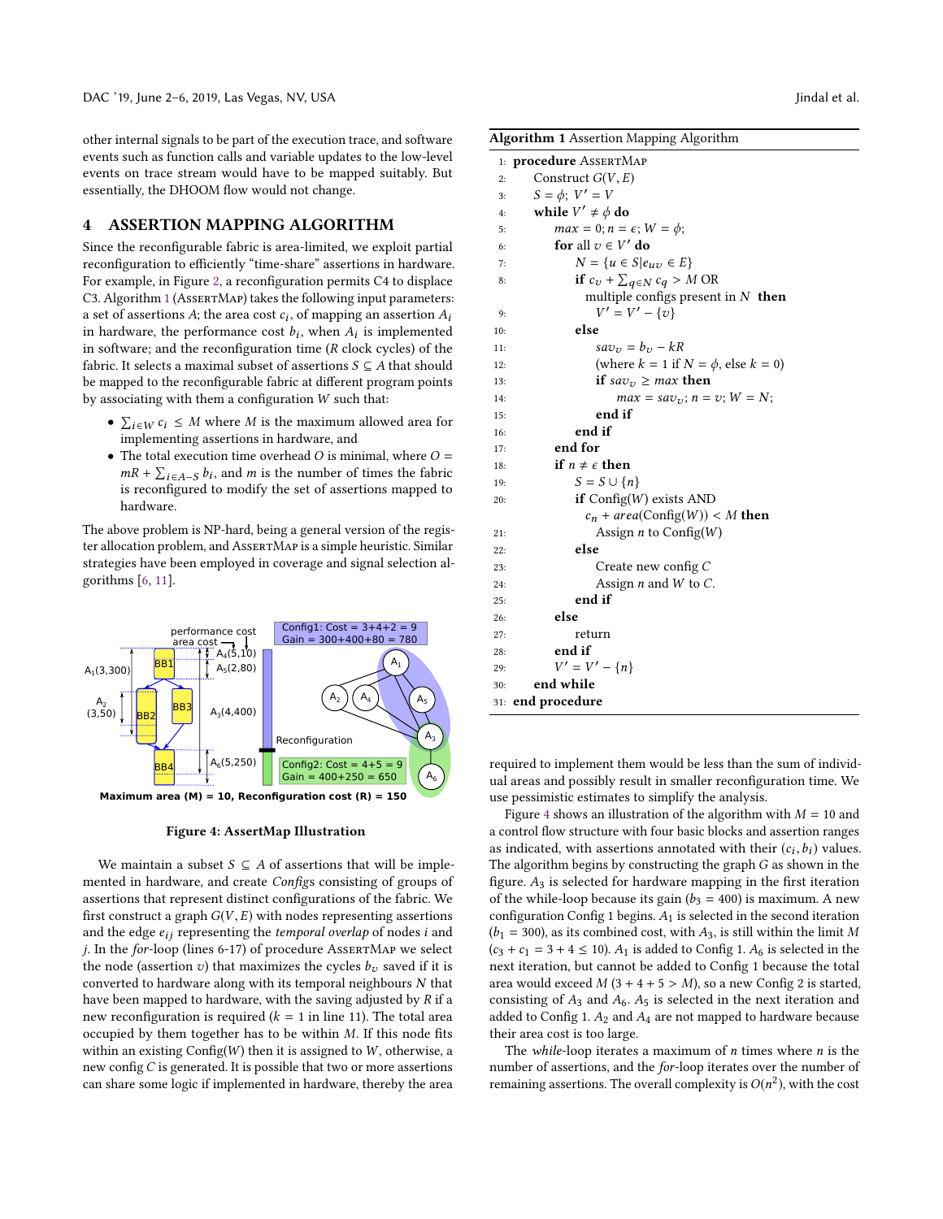other internal signals to be part of the execution trace, and software events such as function calls and variable updates to the low-level events on trace stream would have to be mapped suitably. But essentially, the DHOOM flow would not change.

## 4 ASSERTION MAPPING ALGORITHM

Since the reconfigurable fabric is area-limited, we exploit partial reconfiguration to efficiently "time-share" assertions in hardware. For example, in Figure 2, a reconfiguration permits C4 to displace C3. Algorithm 1 (AssertMap) takes the following input parameters: a set of assertions $A$; the area cost $c_i$, of mapping an assertion $A_i$ in hardware, the performance cost $b_i$, when $A_i$ is implemented in software; and the reconfiguration time ($R$ clock cycles) of the fabric. It selects a maximal subset of assertions $S \subseteq A$ that should be mapped to the reconfigurable fabric at different program points by associating with them a configuration $W$ such that:

- $\sum_{i \in W} c_i \leq M$ where $M$ is the maximum allowed area for implementing assertions in hardware, and
- The total execution time overhead $O$ is minimal, where $O = mR + \sum_{i \in A-S} b_i$, and $m$ is the number of times the fabric is reconfigured to modify the set of assertions mapped to hardware.

The above problem is NP-hard, being a general version of the register allocation problem, and AssertMap is a simple heuristic. Similar strategies have been employed in coverage and signal selection algorithms [6, 11].

Figure 4: AssertMap Illustration

We maintain a subset $S \subseteq A$ of assertions that will be implemented in hardware, and create *Configs* consisting of groups of assertions that represent distinct configurations of the fabric. We first construct a graph $G(V, E)$ with nodes representing assertions and the edge $e_{ij}$ representing the *temporal overlap* of nodes $i$ and $j$. In the *for*-loop (lines 6-17) of procedure AssertMap we select the node (assertion $v$) that maximizes the cycles $b_v$ saved if it is converted to hardware along with its temporal neighbours $N$ that have been mapped to hardware, with the saving adjusted by $R$ if a new reconfiguration is required ($k = 1$ in line 11). The total area occupied by them together has to be within $M$. If this node fits within an existing Config($W$) then it is assigned to $W$, otherwise, a new config $C$ is generated. It is possible that two or more assertions can share some logic if implemented in hardware, thereby the area

**Algorithm 1** Assertion Mapping Algorithm

```
1:  procedure AssertMap
2:      Construct G(V, E)
3:      S = φ; V' = V
4:      while V' ≠ φ do
5:          max = 0; n = ε; W = φ;
6:          for all v ∈ V' do
7:              N = {u ∈ S | e_uv ∈ E}
8:              if c_v + Σ_{q∈N} c_q > M OR
                    multiple configs present in N then
9:                  V' = V' − {v}
10:             else
11:                 sav_v = b_v − kR
12:                 (where k = 1 if N = φ, else k = 0)
13:                 if sav_v ≥ max then
14:                     max = sav_v; n = v; W = N;
15:                 end if
16:             end if
17:         end for
18:         if n ≠ ε then
19:             S = S ∪ {n}
20:             if Config(W) exists AND
                    c_n + area(Config(W)) < M then
21:                 Assign n to Config(W)
22:             else
23:                 Create new config C
24:                 Assign n and W to C.
25:             end if
26:         else
27:             return
28:         end if
29:         V' = V' − {n}
30:     end while
31: end procedure
```

required to implement them would be less than the sum of individual areas and possibly result in smaller reconfiguration time. We use pessimistic estimates to simplify the analysis.

Figure 4 shows an illustration of the algorithm with $M = 10$ and a control flow structure with four basic blocks and assertion ranges as indicated, with assertions annotated with their $(c_i, b_i)$ values. The algorithm begins by constructing the graph $G$ as shown in the figure. $A_3$ is selected for hardware mapping in the first iteration of the while-loop because its gain ($b_3 = 400$) is maximum. A new configuration Config 1 begins. $A_1$ is selected in the second iteration ($b_1 = 300$), as its combined cost, with $A_3$, is still within the limit $M$ ($c_3 + c_1 = 3 + 4 \leq 10$). $A_1$ is added to Config 1. $A_6$ is selected in the next iteration, but cannot be added to Config 1 because the total area would exceed $M$ ($3 + 4 + 5 > M$), so a new Config 2 is started, consisting of $A_3$ and $A_6$. $A_5$ is selected in the next iteration and added to Config 1. $A_2$ and $A_4$ are not mapped to hardware because their area cost is too large.

The *while*-loop iterates a maximum of $n$ times where $n$ is the number of assertions, and the *for*-loop iterates over the number of remaining assertions. The overall complexity is $O(n^2)$, with the cost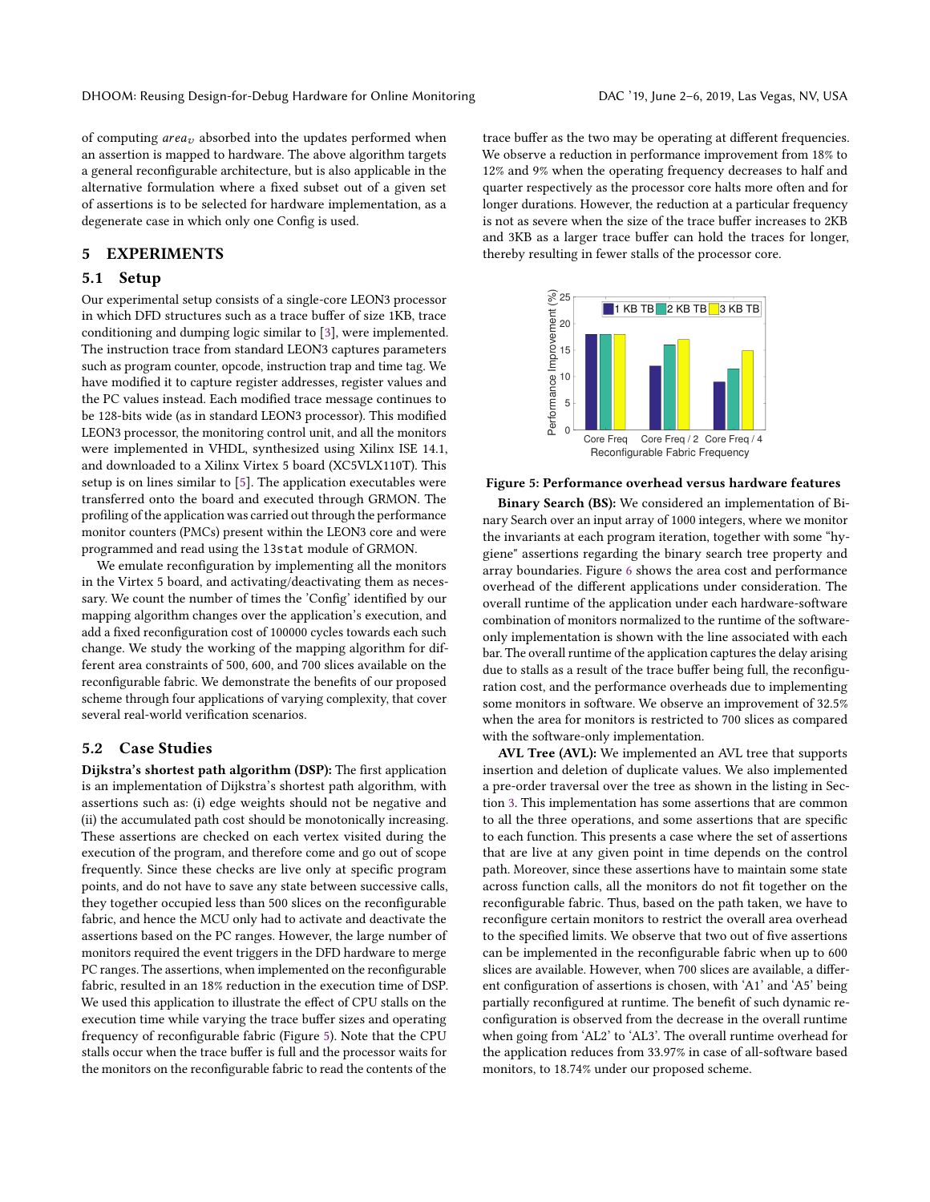of computing $area_v$ absorbed into the updates performed when an assertion is mapped to hardware. The above algorithm targets a general reconfigurable architecture, but is also applicable in the alternative formulation where a fixed subset out of a given set of assertions is to be selected for hardware implementation, as a degenerate case in which only one Config is used.

## 5 EXPERIMENTS

### 5.1 Setup

Our experimental setup consists of a single-core LEON3 processor in which DFD structures such as a trace buffer of size 1KB, trace conditioning and dumping logic similar to [3], were implemented. The instruction trace from standard LEON3 captures parameters such as program counter, opcode, instruction trap and time tag. We have modified it to capture register addresses, register values and the PC values instead. Each modified trace message continues to be 128-bits wide (as in standard LEON3 processor). This modified LEON3 processor, the monitoring control unit, and all the monitors were implemented in VHDL, synthesized using Xilinx ISE 14.1, and downloaded to a Xilinx Virtex 5 board (XC5VLX110T). This setup is on lines similar to [5]. The application executables were transferred onto the board and executed through GRMON. The profiling of the application was carried out through the performance monitor counters (PMCs) present within the LEON3 core and were programmed and read using the `l3stat` module of GRMON.

We emulate reconfiguration by implementing all the monitors in the Virtex 5 board, and activating/deactivating them as necessary. We count the number of times the 'Config' identified by our mapping algorithm changes over the application's execution, and add a fixed reconfiguration cost of 100000 cycles towards each such change. We study the working of the mapping algorithm for different area constraints of 500, 600, and 700 slices available on the reconfigurable fabric. We demonstrate the benefits of our proposed scheme through four applications of varying complexity, that cover several real-world verification scenarios.

### 5.2 Case Studies

**Dijkstra's shortest path algorithm (DSP):** The first application is an implementation of Dijkstra's shortest path algorithm, with assertions such as: (i) edge weights should not be negative and (ii) the accumulated path cost should be monotonically increasing. These assertions are checked on each vertex visited during the execution of the program, and therefore come and go out of scope frequently. Since these checks are live only at specific program points, and do not have to save any state between successive calls, they together occupied less than 500 slices on the reconfigurable fabric, and hence the MCU only had to activate and deactivate the assertions based on the PC ranges. However, the large number of monitors required the event triggers in the DFD hardware to merge PC ranges. The assertions, when implemented on the reconfigurable fabric, resulted in an 18% reduction in the execution time of DSP. We used this application to illustrate the effect of CPU stalls on the execution time while varying the trace buffer sizes and operating frequency of reconfigurable fabric (Figure 5). Note that the CPU stalls occur when the trace buffer is full and the processor waits for the monitors on the reconfigurable fabric to read the contents of the trace buffer as the two may be operating at different frequencies. We observe a reduction in performance improvement from 18% to 12% and 9% when the operating frequency decreases to half and quarter respectively as the processor core halts more often and for longer durations. However, the reduction at a particular frequency is not as severe when the size of the trace buffer increases to 2KB and 3KB as a larger trace buffer can hold the traces for longer, thereby resulting in fewer stalls of the processor core.

**Figure 5: Performance overhead versus hardware features**

**Binary Search (BS):** We considered an implementation of Binary Search over an input array of 1000 integers, where we monitor the invariants at each program iteration, together with some "hygiene" assertions regarding the binary search tree property and array boundaries. Figure 6 shows the area cost and performance overhead of the different applications under consideration. The overall runtime of the application under each hardware-software combination of monitors normalized to the runtime of the software-only implementation is shown with the line associated with each bar. The overall runtime of the application captures the delay arising due to stalls as a result of the trace buffer being full, the reconfiguration cost, and the performance overheads due to implementing some monitors in software. We observe an improvement of 32.5% when the area for monitors is restricted to 700 slices as compared with the software-only implementation.

**AVL Tree (AVL):** We implemented an AVL tree that supports insertion and deletion of duplicate values. We also implemented a pre-order traversal over the tree as shown in the listing in Section 3. This implementation has some assertions that are common to all the three operations, and some assertions that are specific to each function. This presents a case where the set of assertions that are live at any given point in time depends on the control path. Moreover, since these assertions have to maintain some state across function calls, all the monitors do not fit together on the reconfigurable fabric. Thus, based on the path taken, we have to reconfigure certain monitors to restrict the overall area overhead to the specified limits. We observe that two out of five assertions can be implemented in the reconfigurable fabric when up to 600 slices are available. However, when 700 slices are available, a different configuration of assertions is chosen, with 'A1' and 'A5' being partially reconfigured at runtime. The benefit of such dynamic reconfiguration is observed from the decrease in the overall runtime when going from 'AL2' to 'AL3'. The overall runtime overhead for the application reduces from 33.97% in case of all-software based monitors, to 18.74% under our proposed scheme.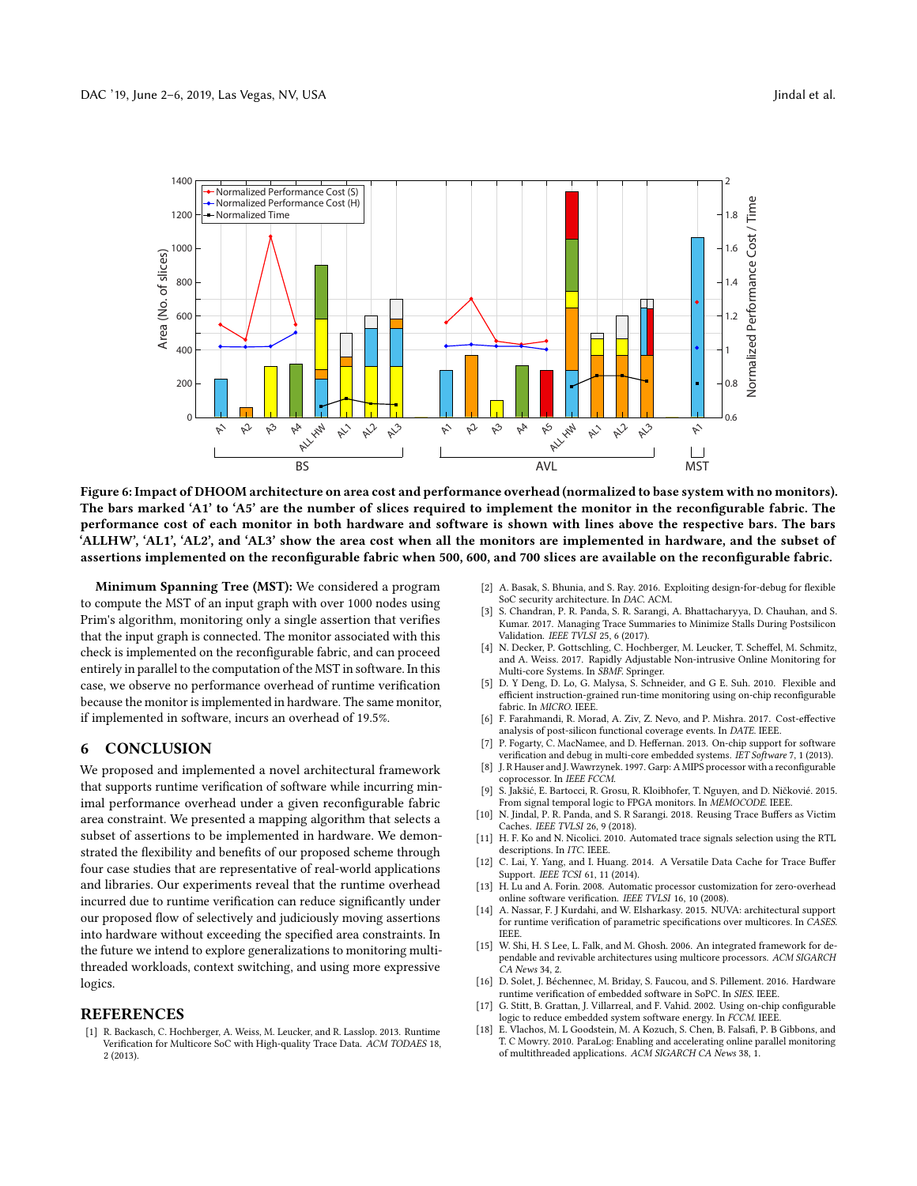1400
1200
1000
800
600
400
200
0

Area (No. of slices)

2
1.8
1.6
1.4
1.2
1
0.8
0.6

Normalized Performance Cost / Time

Normalized Performance Cost (S)
Normalized Performance Cost (H)
Normalized Time

A1 A2 A3 A4 ALL HW AL1 AL2 AL3
BS

A1 A2 A3 A4 A5 ALL HW AL1 AL2 AL3
AVL

A1
MST

**Figure 6: Impact of DHOOM architecture on area cost and performance overhead (normalized to base system with no monitors). The bars marked 'A1' to 'A5' are the number of slices required to implement the monitor in the reconfigurable fabric. The performance cost of each monitor in both hardware and software is shown with lines above the respective bars. The bars 'ALLHW', 'AL1', 'AL2', and 'AL3' show the area cost when all the monitors are implemented in hardware, and the subset of assertions implemented on the reconfigurable fabric when 500, 600, and 700 slices are available on the reconfigurable fabric.**

**Minimum Spanning Tree (MST):** We considered a program to compute the MST of an input graph with over 1000 nodes using Prim's algorithm, monitoring only a single assertion that verifies that the input graph is connected. The monitor associated with this check is implemented on the reconfigurable fabric, and can proceed entirely in parallel to the computation of the MST in software. In this case, we observe no performance overhead of runtime verification because the monitor is implemented in hardware. The same monitor, if implemented in software, incurs an overhead of 19.5%.

# 6 CONCLUSION

We proposed and implemented a novel architectural framework that supports runtime verification of software while incurring minimal performance overhead under a given reconfigurable fabric area constraint. We presented a mapping algorithm that selects a subset of assertions to be implemented in hardware. We demonstrated the flexibility and benefits of our proposed scheme through four case studies that are representative of real-world applications and libraries. Our experiments reveal that the runtime overhead incurred due to runtime verification can reduce significantly under our proposed flow of selectively and judiciously moving assertions into hardware without exceeding the specified area constraints. In the future we intend to explore generalizations to monitoring multi-threaded workloads, context switching, and using more expressive logics.

# REFERENCES

[1] R. Backasch, C. Hochberger, A. Weiss, M. Leucker, and R. Lasslop. 2013. Runtime Verification for Multicore SoC with High-quality Trace Data. *ACM TODAES* 18, 2 (2013).

[2] A. Basak, S. Bhunia, and S. Ray. 2016. Exploiting design-for-debug for flexible SoC security architecture. In *DAC*. ACM.

[3] S. Chandran, P. R. Panda, S. R. Sarangi, A. Bhattacharyya, D. Chauhan, and S. Kumar. 2017. Managing Trace Summaries to Minimize Stalls During Postsilicon Validation. *IEEE TVLSI* 25, 6 (2017).

[4] N. Decker, P. Gottschling, C. Hochberger, M. Leucker, T. Scheffel, M. Schmitz, and A. Weiss. 2017. Rapidly Adjustable Non-intrusive Online Monitoring for Multi-core Systems. In *SBMF*. Springer.

[5] D. Y Deng, D. Lo, G. Malysa, S. Schneider, and G E. Suh. 2010. Flexible and efficient instruction-grained run-time monitoring using on-chip reconfigurable fabric. In *MICRO*. IEEE.

[6] F. Farahmandi, R. Morad, A. Ziv, Z. Nevo, and P. Mishra. 2017. Cost-effective analysis of post-silicon functional coverage events. In *DATE*. IEEE.

[7] P. Fogarty, C. MacNamee, and D. Heffernan. 2013. On-chip support for software verification and debug in multi-core embedded systems. *IET Software* 7, 1 (2013).

[8] J. R Hauser and J. Wawrzynek. 1997. Garp: A MIPS processor with a reconfigurable coprocessor. In *IEEE FCCM*.

[9] S. Jakšić, E. Bartocci, R. Grosu, R. Kloibhofer, T. Nguyen, and D. Ničkovié. 2015. From signal temporal logic to FPGA monitors. In *MEMOCODE*. IEEE.

[10] N. Jindal, P. R. Panda, and S. R Sarangi. 2018. Reusing Trace Buffers as Victim Caches. *IEEE TVLSI* 26, 9 (2018).

[11] H. F. Ko and N. Nicolici. 2010. Automated trace signals selection using the RTL descriptions. In *ITC*. IEEE.

[12] C. Lai, Y. Yang, and I. Huang. 2014. A Versatile Data Cache for Trace Buffer Support. *IEEE TCSI* 61, 11 (2014).

[13] H. Lu and A. Forin. 2008. Automatic processor customization for zero-overhead online software verification. *IEEE TVLSI* 16, 10 (2008).

[14] A. Nassar, F. J Kurdahi, and W. Elsharkasy. 2015. NUVA: architectural support for runtime verification of parametric specifications over multicores. In *CASES*. IEEE.

[15] W. Shi, H. S Lee, L. Falk, and M. Ghosh. 2006. An integrated framework for dependable and revivable architectures using multicore processors. *ACM SIGARCH CA News* 34, 2.

[16] D. Solet, J. Béchennec, M. Briday, S. Faucou, and S. Pillement. 2016. Hardware runtime verification of embedded software in SoPC. In *SIES*. IEEE.

[17] G. Stitt, B. Grattan, J. Villarreal, and F. Vahid. 2002. Using on-chip configurable logic to reduce embedded system software energy. In *FCCM*. IEEE.

[18] E. Vlachos, M. L Goodstein, M. A Kozuch, S. Chen, B. Falsafi, P. B Gibbons, and T. C Mowry. 2010. ParaLog: Enabling and accelerating online parallel monitoring of multithreaded applications. *ACM SIGARCH CA News* 38, 1.